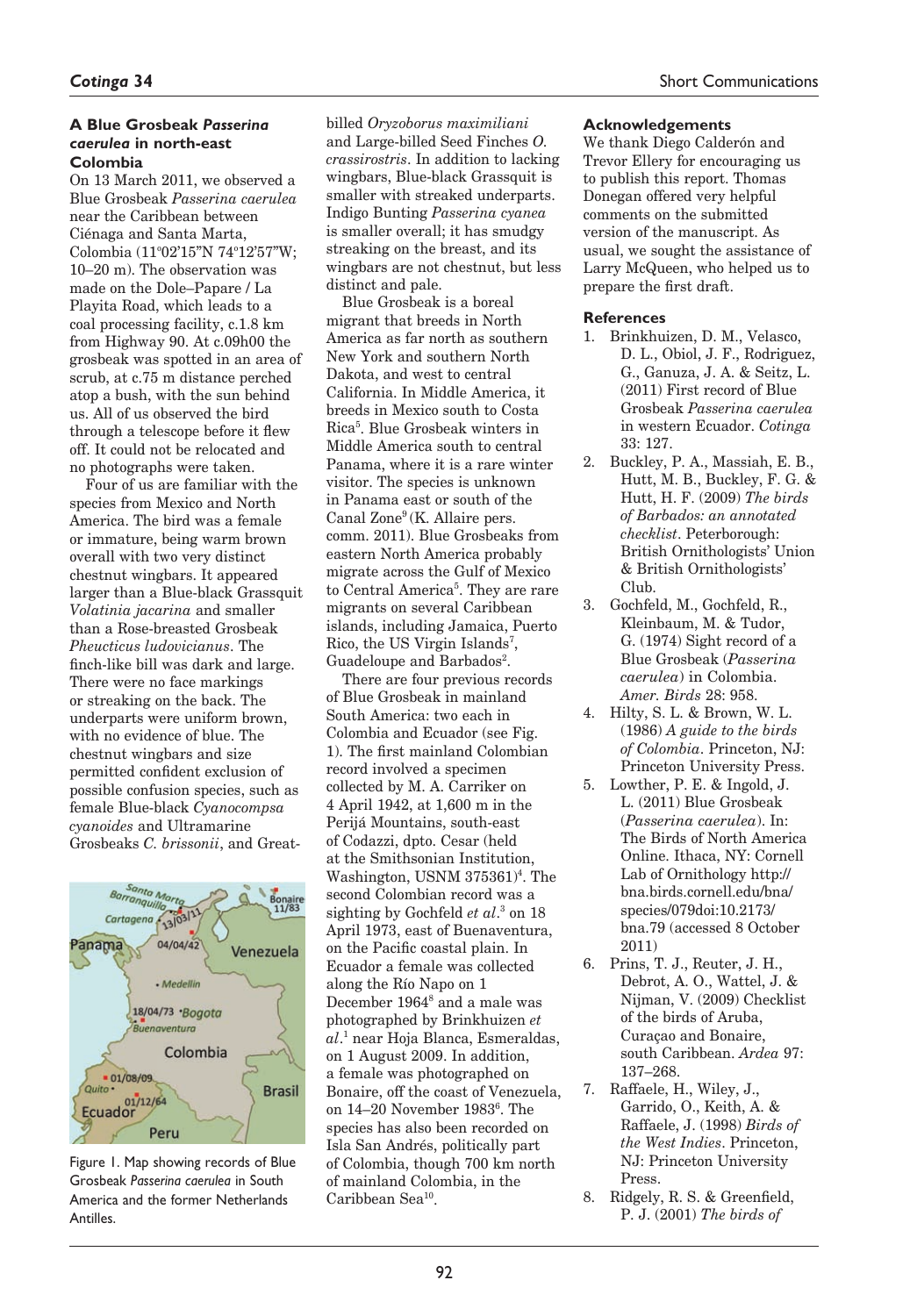### A Blue Grosbeak *Passerina caerulea* in north-east Colombia

On 13 March 2011, we observed a Blue Grosbeak *Passerina caerulea* near the Caribbean between Ciénaga and Santa Marta, Colombia (11°02'15"N 74°12'57"W; 10–20 m). The observation was made on the Dole–Papare / La Playita Road, which leads to a coal processing facility, c.1.8 km from Highway 90. At c.09h00 the grosbeak was spotted in an area of scrub, at c.75 m distance perched atop a bush, with the sun behind us. All of us observed the bird through a telescope before it flew off. It could not be relocated and no photographs were taken.

Four of us are familiar with the species from Mexico and North America. The bird was a female or immature, being warm brown overall with two very distinct chestnut wingbars. It appeared larger than a Blue-black Grassquit *Volatinia jacarina* and smaller than a Rose-breasted Grosbeak *Pheucticus ludovicianus*. The finch-like bill was dark and large. There were no face markings or streaking on the back. The underparts were uniform brown, with no evidence of blue. The chestnut wingbars and size permitted confident exclusion of possible confusion species, such as female Blue-black *Cyanocompsa cyanoides* and Ultramarine Grosbeaks *C. brissonii*, and Great-billed *Oryzoborus maximiliani* and Large-billed Seed Finches *O. crassirostris*. In addition to lacking wingbars, Blue-black Grassquit is smaller with streaked underparts. Indigo Bunting *Passerina cyanea* is smaller overall; it has smudgy streaking on the breast, and its wingbars are not chestnut, but less distinct and pale.

Blue Grosbeak is a boreal migrant that breeds in North America as far north as southern New York and southern North Dakota, and west to central California. In Middle America, it breeds in Mexico south to Costa Rica[5]. Blue Grosbeak winters in Middle America south to central Panama, where it is a rare winter visitor. The species is unknown in Panama east or south of the Canal Zone[9] (K. Allaire pers. comm. 2011). Blue Grosbeaks from eastern North America probably migrate across the Gulf of Mexico to Central America[5]. They are rare migrants on several Caribbean islands, including Jamaica, Puerto Rico, the US Virgin Islands[7], Guadeloupe and Barbados[2].

There are four previous records of Blue Grosbeak in mainland South America: two each in Colombia and Ecuador (see Fig. 1). The first mainland Colombian record involved a specimen collected by M. A. Carriker on 4 April 1942, at 1,600 m in the Perijá Mountains, south-east of Codazzi, dpto. Cesar (held at the Smithsonian Institution, Washington, USNM 375361)[4]. The second Colombian record was a sighting by Gochfeld *et al.*[3] on 18 April 1973, east of Buenaventura, on the Pacific coastal plain. In Ecuador a female was collected along the Río Napo on 1 December 1964[8] and a male was photographed by Brinkhuizen *et al.*[1] near Hoja Blanca, Esmeraldas, on 1 August 2009. In addition, a female was photographed on Bonaire, off the coast of Venezuela, on 14–20 November 1983[6]. The species has also been recorded on Isla San Andrés, politically part of Colombia, though 700 km north of mainland Colombia, in the Caribbean Sea[10].

Figure 1. Map showing records of Blue Grosbeak *Passerina caerulea* in South America and the former Netherlands Antilles.

#### Acknowledgements

We thank Diego Calderón and Trevor Ellery for encouraging us to publish this report. Thomas Donegan offered very helpful comments on the submitted version of the manuscript. As usual, we sought the assistance of Larry McQueen, who helped us to prepare the first draft.

#### References

1. Brinkhuizen, D. M., Velasco, D. L., Obiol, J. F., Rodriguez, G., Ganuza, J. A. & Seitz, L. (2011) First record of Blue Grosbeak *Passerina caerulea* in western Ecuador. *Cotinga* 33: 127.
2. Buckley, P. A., Massiah, E. B., Hutt, M. B., Buckley, F. G. & Hutt, H. F. (2009) *The birds of Barbados: an annotated checklist*. Peterborough: British Ornithologists' Union & British Ornithologists' Club.
3. Gochfeld, M., Gochfeld, R., Kleinbaum, M. & Tudor, G. (1974) Sight record of a Blue Grosbeak (*Passerina caerulea*) in Colombia. *Amer. Birds* 28: 958.
4. Hilty, S. L. & Brown, W. L. (1986) *A guide to the birds of Colombia*. Princeton, NJ: Princeton University Press.
5. Lowther, P. E. & Ingold, J. L. (2011) Blue Grosbeak (*Passerina caerulea*). In: The Birds of North America Online. Ithaca, NY: Cornell Lab of Ornithology http://bna.birds.cornell.edu/bna/species/079doi:10.2173/bna.79 (accessed 8 October 2011)
6. Prins, T. J., Reuter, J. H., Debrot, A. O., Wattel, J. & Nijman, V. (2009) Checklist of the birds of Aruba, Curaçao and Bonaire, south Caribbean. *Ardea* 97: 137–268.
7. Raffaele, H., Wiley, J., Garrido, O., Keith, A. & Raffaele, J. (1998) *Birds of the West Indies*. Princeton, NJ: Princeton University Press.
8. Ridgely, R. S. & Greenfield, P. J. (2001) *The birds of*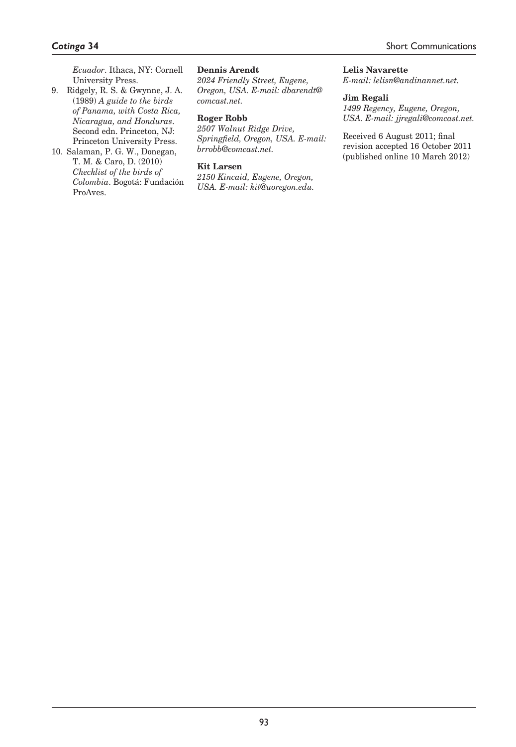*Ecuador*. Ithaca, NY: Cornell University Press.

9. Ridgely, R. S. & Gwynne, J. A. (1989) *A guide to the birds of Panama, with Costa Rica, Nicaragua, and Honduras*. Second edn. Princeton, NJ: Princeton University Press.
10. Salaman, P. G. W., Donegan, T. M. & Caro, D. (2010) *Checklist of the birds of Colombia*. Bogotá: Fundación ProAves.

**Dennis Arendt**
*2024 Friendly Street, Eugene, Oregon, USA. E-mail: dbarendt@comcast.net.*

**Roger Robb**
*2507 Walnut Ridge Drive, Springfield, Oregon, USA. E-mail: brrobb@comcast.net.*

**Kit Larsen**
*2150 Kincaid, Eugene, Oregon, USA. E-mail: kit@uoregon.edu.*

**Lelis Navarette**
*E-mail: lelisn@andinannet.net.*

**Jim Regali**
*1499 Regency, Eugene, Oregon, USA. E-mail: jjregali@comcast.net.*

Received 6 August 2011; final revision accepted 16 October 2011 (published online 10 March 2012)